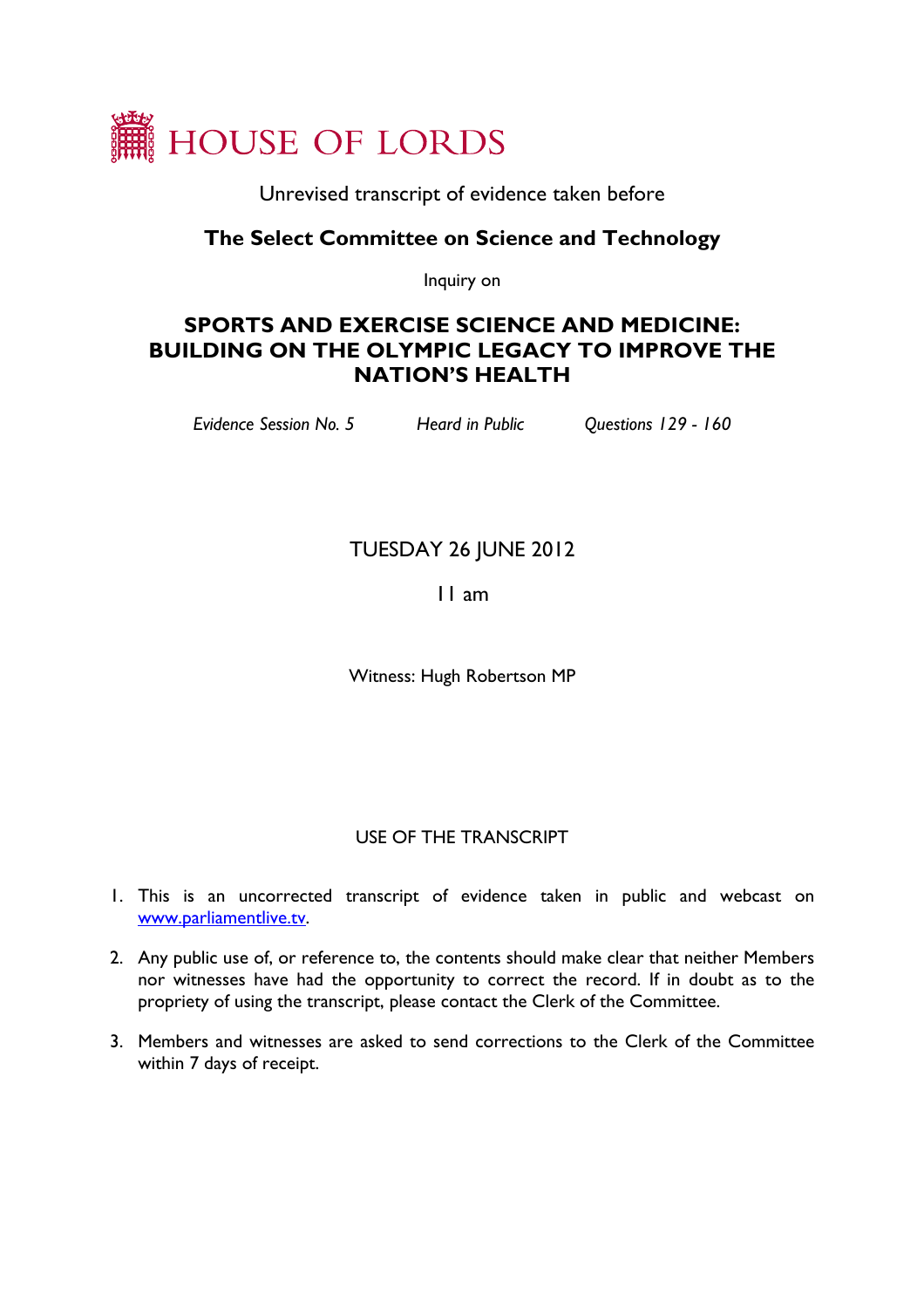# HOUSE OF LORDS

Unrevised transcript of evidence taken before

## The Select Committee on Science and Technology

Inquiry on

## SPORTS AND EXERCISE SCIENCE AND MEDICINE: BUILDING ON THE OLYMPIC LEGACY TO IMPROVE THE NATION'S HEALTH

*Evidence Session No. 5* *Heard in Public* *Questions 129 - 160*

TUESDAY 26 JUNE 2012

11 am

Witness: Hugh Robertson MP

USE OF THE TRANSCRIPT

1. This is an uncorrected transcript of evidence taken in public and webcast on www.parliamentlive.tv.
2. Any public use of, or reference to, the contents should make clear that neither Members nor witnesses have had the opportunity to correct the record. If in doubt as to the propriety of using the transcript, please contact the Clerk of the Committee.
3. Members and witnesses are asked to send corrections to the Clerk of the Committee within 7 days of receipt.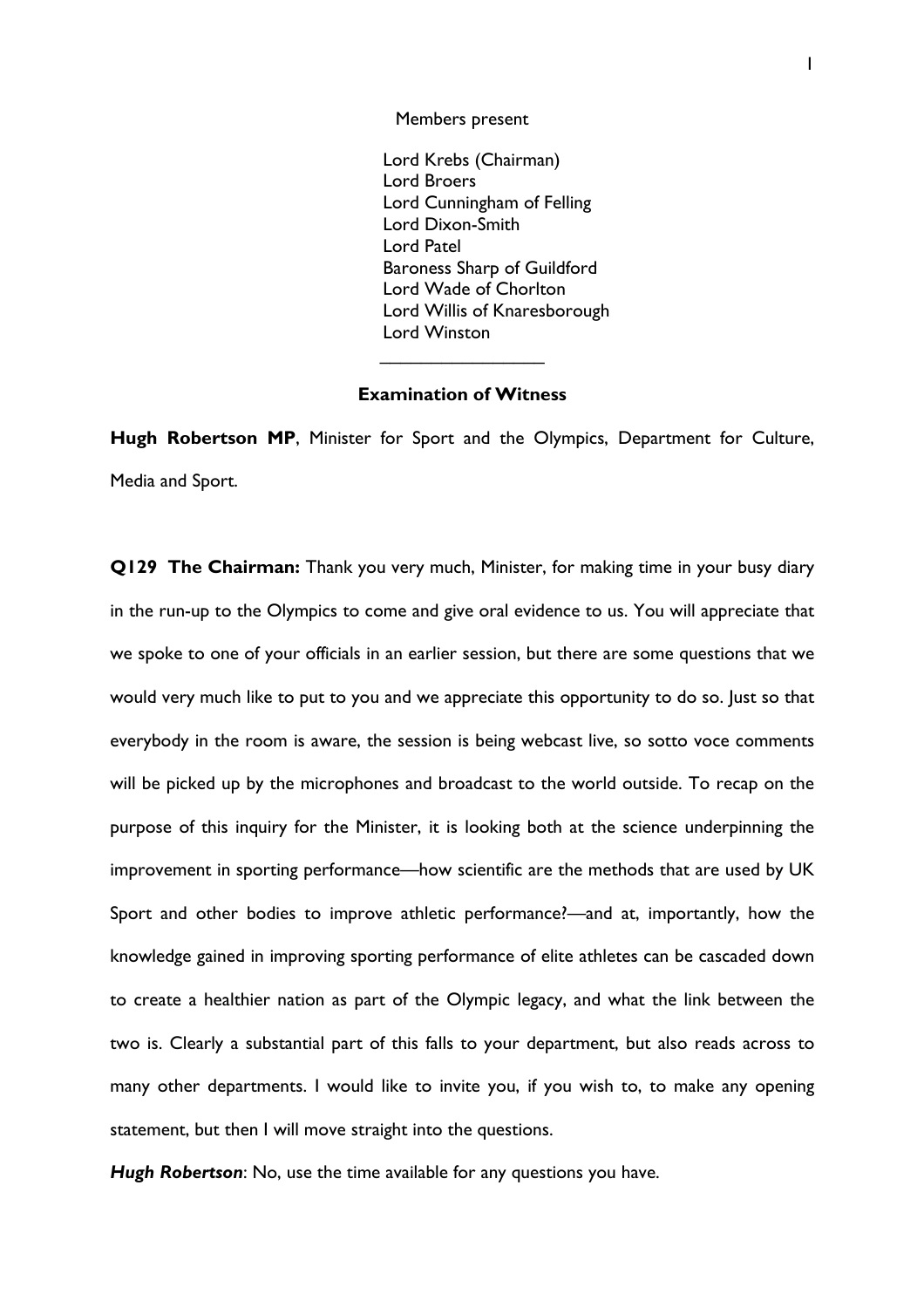Members present

Lord Krebs (Chairman)
Lord Broers
Lord Cunningham of Felling
Lord Dixon-Smith
Lord Patel
Baroness Sharp of Guildford
Lord Wade of Chorlton
Lord Willis of Knaresborough
Lord Winston

---

**Examination of Witness**

**Hugh Robertson MP**, Minister for Sport and the Olympics, Department for Culture, Media and Sport.

**Q129 The Chairman:** Thank you very much, Minister, for making time in your busy diary in the run-up to the Olympics to come and give oral evidence to us. You will appreciate that we spoke to one of your officials in an earlier session, but there are some questions that we would very much like to put to you and we appreciate this opportunity to do so. Just so that everybody in the room is aware, the session is being webcast live, so sotto voce comments will be picked up by the microphones and broadcast to the world outside. To recap on the purpose of this inquiry for the Minister, it is looking both at the science underpinning the improvement in sporting performance—how scientific are the methods that are used by UK Sport and other bodies to improve athletic performance?—and at, importantly, how the knowledge gained in improving sporting performance of elite athletes can be cascaded down to create a healthier nation as part of the Olympic legacy, and what the link between the two is. Clearly a substantial part of this falls to your department, but also reads across to many other departments. I would like to invite you, if you wish to, to make any opening statement, but then I will move straight into the questions.

***Hugh Robertson***: No, use the time available for any questions you have.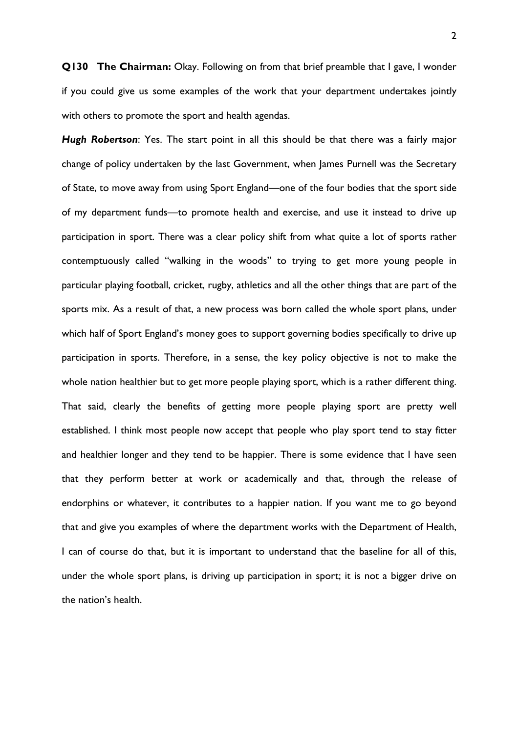**Q130 The Chairman:** Okay. Following on from that brief preamble that I gave, I wonder if you could give us some examples of the work that your department undertakes jointly with others to promote the sport and health agendas.

***Hugh Robertson***: Yes. The start point in all this should be that there was a fairly major change of policy undertaken by the last Government, when James Purnell was the Secretary of State, to move away from using Sport England—one of the four bodies that the sport side of my department funds—to promote health and exercise, and use it instead to drive up participation in sport. There was a clear policy shift from what quite a lot of sports rather contemptuously called "walking in the woods" to trying to get more young people in particular playing football, cricket, rugby, athletics and all the other things that are part of the sports mix. As a result of that, a new process was born called the whole sport plans, under which half of Sport England's money goes to support governing bodies specifically to drive up participation in sports. Therefore, in a sense, the key policy objective is not to make the whole nation healthier but to get more people playing sport, which is a rather different thing. That said, clearly the benefits of getting more people playing sport are pretty well established. I think most people now accept that people who play sport tend to stay fitter and healthier longer and they tend to be happier. There is some evidence that I have seen that they perform better at work or academically and that, through the release of endorphins or whatever, it contributes to a happier nation. If you want me to go beyond that and give you examples of where the department works with the Department of Health, I can of course do that, but it is important to understand that the baseline for all of this, under the whole sport plans, is driving up participation in sport; it is not a bigger drive on the nation's health.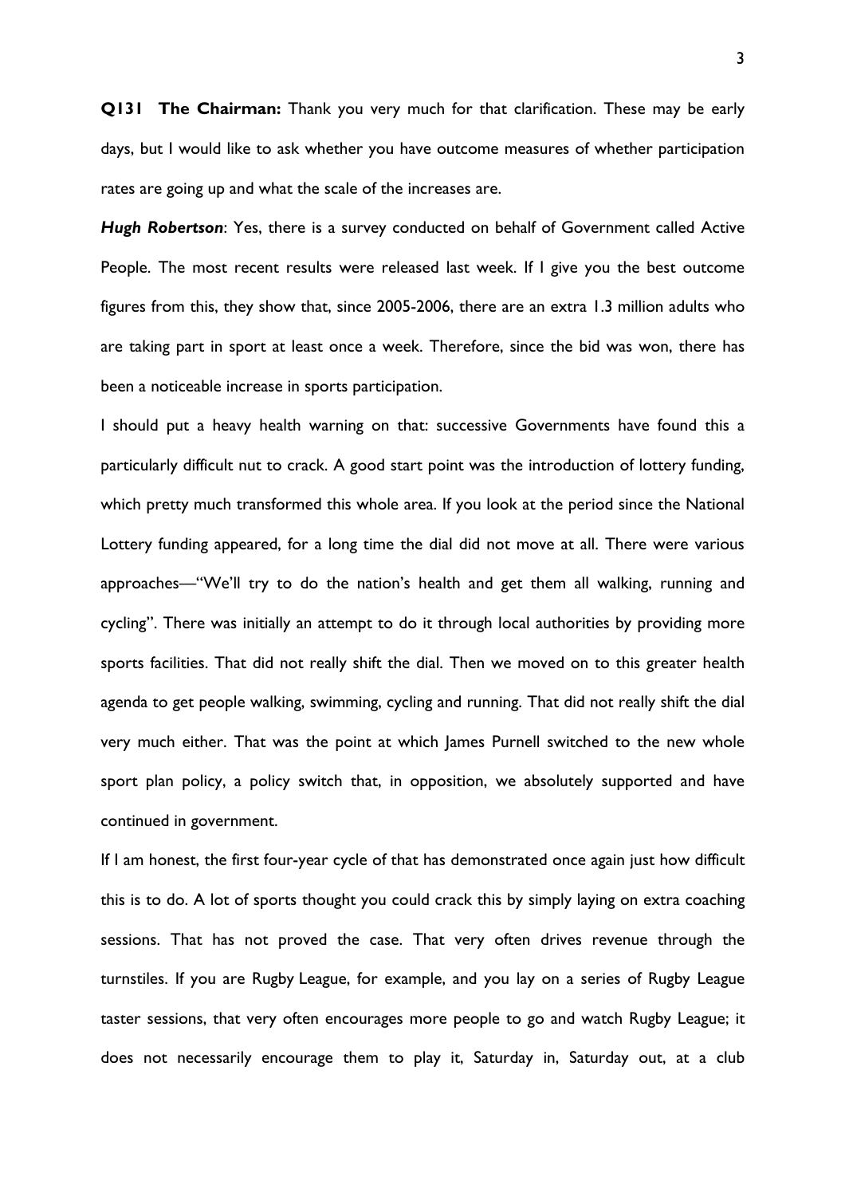**Q131 The Chairman:** Thank you very much for that clarification. These may be early days, but I would like to ask whether you have outcome measures of whether participation rates are going up and what the scale of the increases are.

***Hugh Robertson***: Yes, there is a survey conducted on behalf of Government called Active People. The most recent results were released last week. If I give you the best outcome figures from this, they show that, since 2005-2006, there are an extra 1.3 million adults who are taking part in sport at least once a week. Therefore, since the bid was won, there has been a noticeable increase in sports participation.

I should put a heavy health warning on that: successive Governments have found this a particularly difficult nut to crack. A good start point was the introduction of lottery funding, which pretty much transformed this whole area. If you look at the period since the National Lottery funding appeared, for a long time the dial did not move at all. There were various approaches—"We'll try to do the nation's health and get them all walking, running and cycling". There was initially an attempt to do it through local authorities by providing more sports facilities. That did not really shift the dial. Then we moved on to this greater health agenda to get people walking, swimming, cycling and running. That did not really shift the dial very much either. That was the point at which James Purnell switched to the new whole sport plan policy, a policy switch that, in opposition, we absolutely supported and have continued in government.

If I am honest, the first four-year cycle of that has demonstrated once again just how difficult this is to do. A lot of sports thought you could crack this by simply laying on extra coaching sessions. That has not proved the case. That very often drives revenue through the turnstiles. If you are Rugby League, for example, and you lay on a series of Rugby League taster sessions, that very often encourages more people to go and watch Rugby League; it does not necessarily encourage them to play it, Saturday in, Saturday out, at a club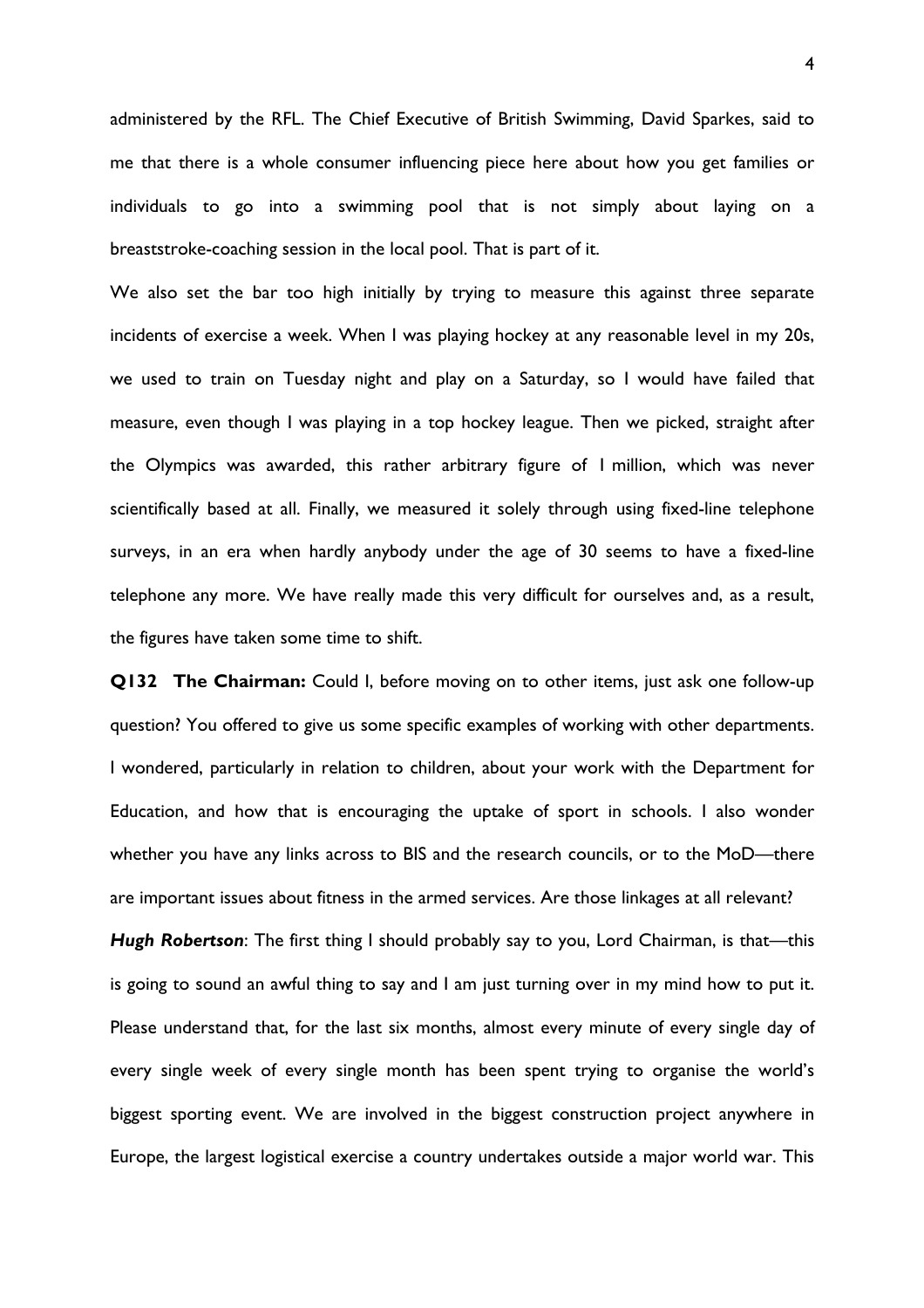administered by the RFL. The Chief Executive of British Swimming, David Sparkes, said to me that there is a whole consumer influencing piece here about how you get families or individuals to go into a swimming pool that is not simply about laying on a breaststroke-coaching session in the local pool. That is part of it.

We also set the bar too high initially by trying to measure this against three separate incidents of exercise a week. When I was playing hockey at any reasonable level in my 20s, we used to train on Tuesday night and play on a Saturday, so I would have failed that measure, even though I was playing in a top hockey league. Then we picked, straight after the Olympics was awarded, this rather arbitrary figure of 1 million, which was never scientifically based at all. Finally, we measured it solely through using fixed-line telephone surveys, in an era when hardly anybody under the age of 30 seems to have a fixed-line telephone any more. We have really made this very difficult for ourselves and, as a result, the figures have taken some time to shift.

**Q132 The Chairman:** Could I, before moving on to other items, just ask one follow-up question? You offered to give us some specific examples of working with other departments. I wondered, particularly in relation to children, about your work with the Department for Education, and how that is encouraging the uptake of sport in schools. I also wonder whether you have any links across to BIS and the research councils, or to the MoD—there are important issues about fitness in the armed services. Are those linkages at all relevant?

***Hugh Robertson***: The first thing I should probably say to you, Lord Chairman, is that—this is going to sound an awful thing to say and I am just turning over in my mind how to put it. Please understand that, for the last six months, almost every minute of every single day of every single week of every single month has been spent trying to organise the world's biggest sporting event. We are involved in the biggest construction project anywhere in Europe, the largest logistical exercise a country undertakes outside a major world war. This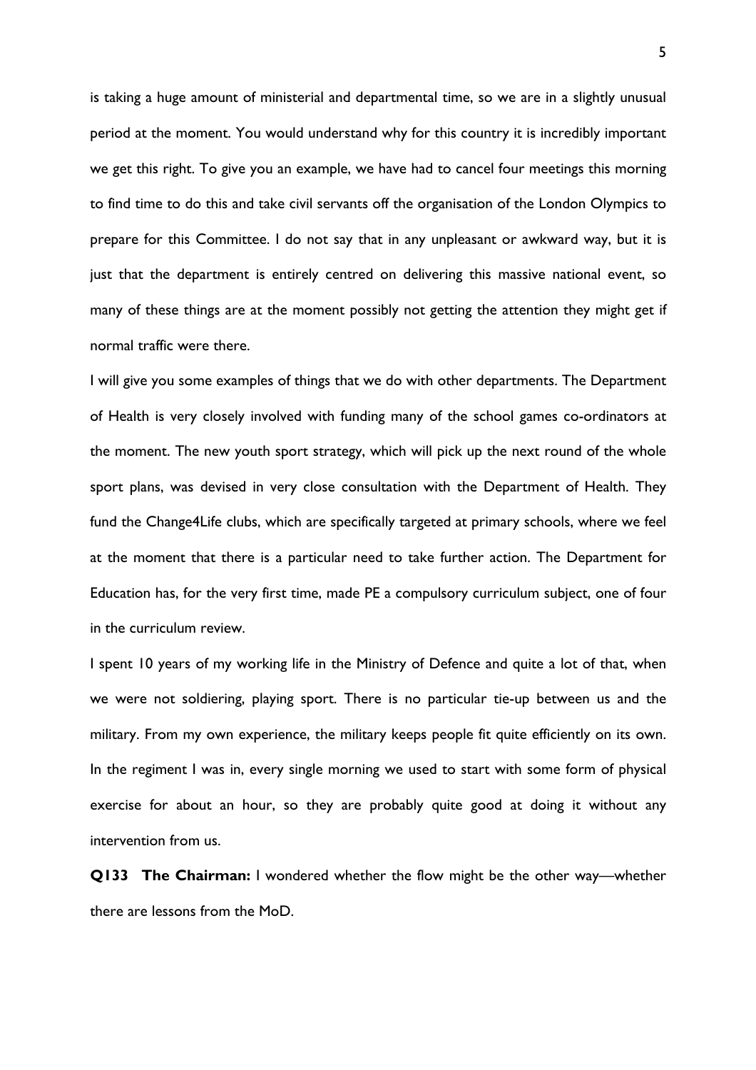is taking a huge amount of ministerial and departmental time, so we are in a slightly unusual period at the moment. You would understand why for this country it is incredibly important we get this right. To give you an example, we have had to cancel four meetings this morning to find time to do this and take civil servants off the organisation of the London Olympics to prepare for this Committee. I do not say that in any unpleasant or awkward way, but it is just that the department is entirely centred on delivering this massive national event, so many of these things are at the moment possibly not getting the attention they might get if normal traffic were there.

I will give you some examples of things that we do with other departments. The Department of Health is very closely involved with funding many of the school games co-ordinators at the moment. The new youth sport strategy, which will pick up the next round of the whole sport plans, was devised in very close consultation with the Department of Health. They fund the Change4Life clubs, which are specifically targeted at primary schools, where we feel at the moment that there is a particular need to take further action. The Department for Education has, for the very first time, made PE a compulsory curriculum subject, one of four in the curriculum review.

I spent 10 years of my working life in the Ministry of Defence and quite a lot of that, when we were not soldiering, playing sport. There is no particular tie-up between us and the military. From my own experience, the military keeps people fit quite efficiently on its own. In the regiment I was in, every single morning we used to start with some form of physical exercise for about an hour, so they are probably quite good at doing it without any intervention from us.

**Q133 The Chairman:** I wondered whether the flow might be the other way—whether there are lessons from the MoD.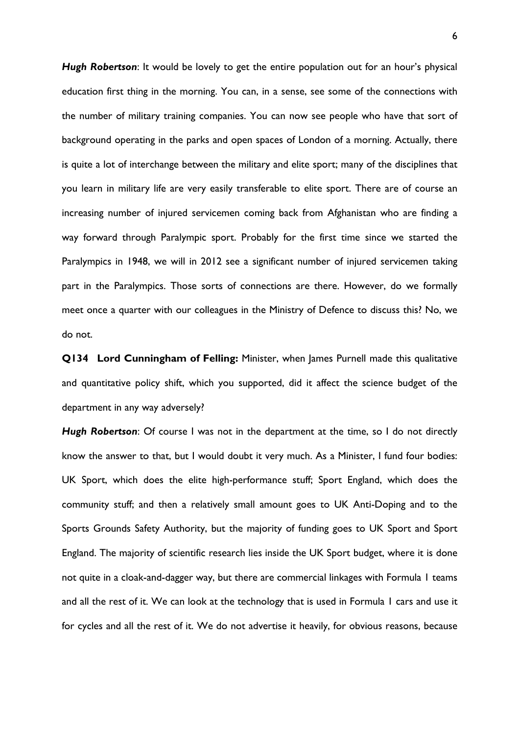***Hugh Robertson***: It would be lovely to get the entire population out for an hour's physical education first thing in the morning. You can, in a sense, see some of the connections with the number of military training companies. You can now see people who have that sort of background operating in the parks and open spaces of London of a morning. Actually, there is quite a lot of interchange between the military and elite sport; many of the disciplines that you learn in military life are very easily transferable to elite sport. There are of course an increasing number of injured servicemen coming back from Afghanistan who are finding a way forward through Paralympic sport. Probably for the first time since we started the Paralympics in 1948, we will in 2012 see a significant number of injured servicemen taking part in the Paralympics. Those sorts of connections are there. However, do we formally meet once a quarter with our colleagues in the Ministry of Defence to discuss this? No, we do not.

**Q134 Lord Cunningham of Felling:** Minister, when James Purnell made this qualitative and quantitative policy shift, which you supported, did it affect the science budget of the department in any way adversely?

***Hugh Robertson***: Of course I was not in the department at the time, so I do not directly know the answer to that, but I would doubt it very much. As a Minister, I fund four bodies: UK Sport, which does the elite high-performance stuff; Sport England, which does the community stuff; and then a relatively small amount goes to UK Anti-Doping and to the Sports Grounds Safety Authority, but the majority of funding goes to UK Sport and Sport England. The majority of scientific research lies inside the UK Sport budget, where it is done not quite in a cloak-and-dagger way, but there are commercial linkages with Formula 1 teams and all the rest of it. We can look at the technology that is used in Formula 1 cars and use it for cycles and all the rest of it. We do not advertise it heavily, for obvious reasons, because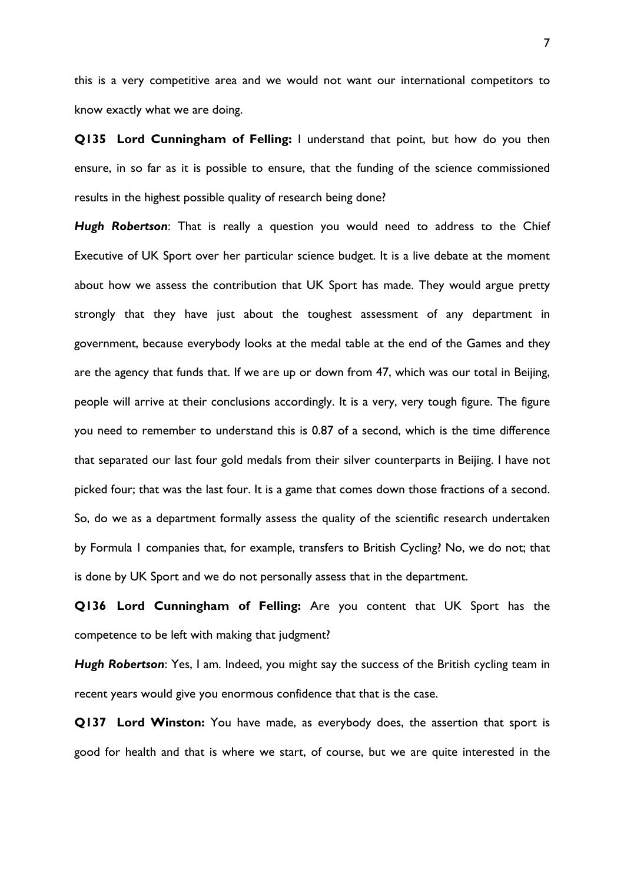this is a very competitive area and we would not want our international competitors to know exactly what we are doing.

**Q135 Lord Cunningham of Felling:** I understand that point, but how do you then ensure, in so far as it is possible to ensure, that the funding of the science commissioned results in the highest possible quality of research being done?

***Hugh Robertson***: That is really a question you would need to address to the Chief Executive of UK Sport over her particular science budget. It is a live debate at the moment about how we assess the contribution that UK Sport has made. They would argue pretty strongly that they have just about the toughest assessment of any department in government, because everybody looks at the medal table at the end of the Games and they are the agency that funds that. If we are up or down from 47, which was our total in Beijing, people will arrive at their conclusions accordingly. It is a very, very tough figure. The figure you need to remember to understand this is 0.87 of a second, which is the time difference that separated our last four gold medals from their silver counterparts in Beijing. I have not picked four; that was the last four. It is a game that comes down those fractions of a second. So, do we as a department formally assess the quality of the scientific research undertaken by Formula 1 companies that, for example, transfers to British Cycling? No, we do not; that is done by UK Sport and we do not personally assess that in the department.

**Q136 Lord Cunningham of Felling:** Are you content that UK Sport has the competence to be left with making that judgment?

***Hugh Robertson***: Yes, I am. Indeed, you might say the success of the British cycling team in recent years would give you enormous confidence that that is the case.

**Q137 Lord Winston:** You have made, as everybody does, the assertion that sport is good for health and that is where we start, of course, but we are quite interested in the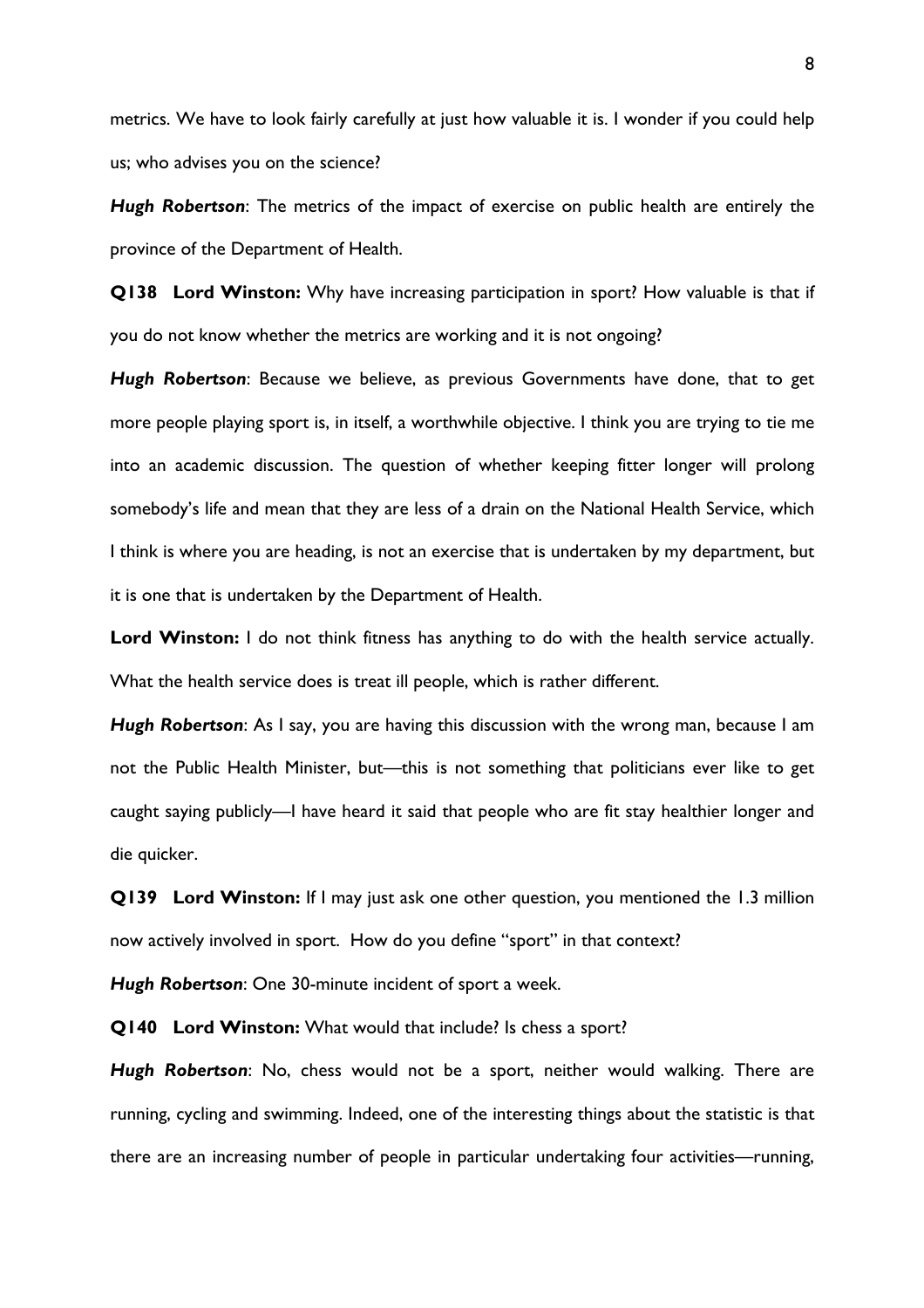metrics. We have to look fairly carefully at just how valuable it is. I wonder if you could help us; who advises you on the science?

***Hugh Robertson***: The metrics of the impact of exercise on public health are entirely the province of the Department of Health.

**Q138 Lord Winston:** Why have increasing participation in sport? How valuable is that if you do not know whether the metrics are working and it is not ongoing?

***Hugh Robertson***: Because we believe, as previous Governments have done, that to get more people playing sport is, in itself, a worthwhile objective. I think you are trying to tie me into an academic discussion. The question of whether keeping fitter longer will prolong somebody's life and mean that they are less of a drain on the National Health Service, which I think is where you are heading, is not an exercise that is undertaken by my department, but it is one that is undertaken by the Department of Health.

**Lord Winston:** I do not think fitness has anything to do with the health service actually. What the health service does is treat ill people, which is rather different.

***Hugh Robertson***: As I say, you are having this discussion with the wrong man, because I am not the Public Health Minister, but—this is not something that politicians ever like to get caught saying publicly—I have heard it said that people who are fit stay healthier longer and die quicker.

**Q139 Lord Winston:** If I may just ask one other question, you mentioned the 1.3 million now actively involved in sport. How do you define "sport" in that context?

***Hugh Robertson***: One 30-minute incident of sport a week.

**Q140 Lord Winston:** What would that include? Is chess a sport?

***Hugh Robertson***: No, chess would not be a sport, neither would walking. There are running, cycling and swimming. Indeed, one of the interesting things about the statistic is that there are an increasing number of people in particular undertaking four activities—running,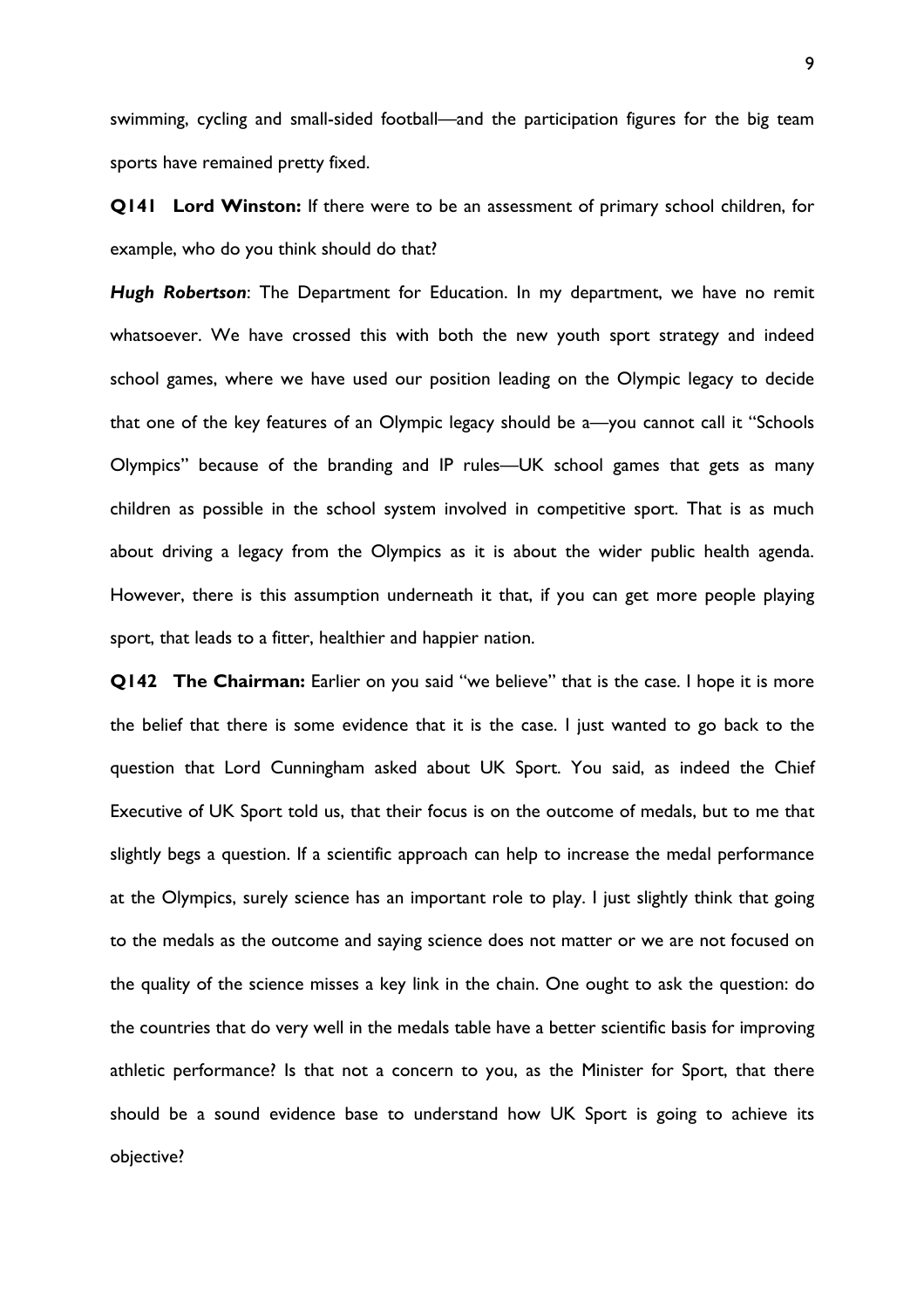swimming, cycling and small-sided football—and the participation figures for the big team sports have remained pretty fixed.

**Q141 Lord Winston:** If there were to be an assessment of primary school children, for example, who do you think should do that?

***Hugh Robertson***: The Department for Education. In my department, we have no remit whatsoever. We have crossed this with both the new youth sport strategy and indeed school games, where we have used our position leading on the Olympic legacy to decide that one of the key features of an Olympic legacy should be a—you cannot call it "Schools Olympics" because of the branding and IP rules—UK school games that gets as many children as possible in the school system involved in competitive sport. That is as much about driving a legacy from the Olympics as it is about the wider public health agenda. However, there is this assumption underneath it that, if you can get more people playing sport, that leads to a fitter, healthier and happier nation.

**Q142 The Chairman:** Earlier on you said "we believe" that is the case. I hope it is more the belief that there is some evidence that it is the case. I just wanted to go back to the question that Lord Cunningham asked about UK Sport. You said, as indeed the Chief Executive of UK Sport told us, that their focus is on the outcome of medals, but to me that slightly begs a question. If a scientific approach can help to increase the medal performance at the Olympics, surely science has an important role to play. I just slightly think that going to the medals as the outcome and saying science does not matter or we are not focused on the quality of the science misses a key link in the chain. One ought to ask the question: do the countries that do very well in the medals table have a better scientific basis for improving athletic performance? Is that not a concern to you, as the Minister for Sport, that there should be a sound evidence base to understand how UK Sport is going to achieve its objective?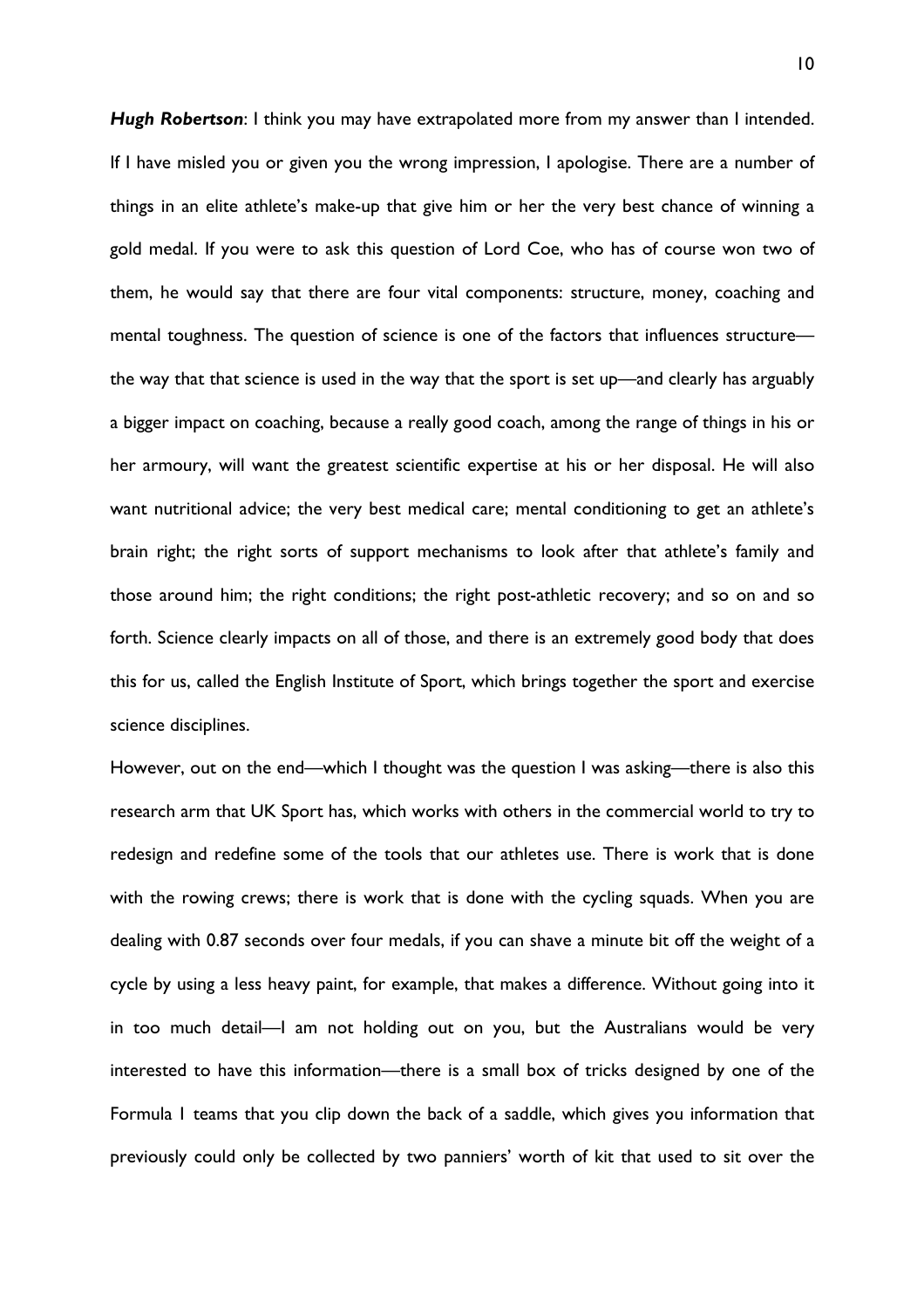***Hugh Robertson***: I think you may have extrapolated more from my answer than I intended. If I have misled you or given you the wrong impression, I apologise. There are a number of things in an elite athlete's make-up that give him or her the very best chance of winning a gold medal. If you were to ask this question of Lord Coe, who has of course won two of them, he would say that there are four vital components: structure, money, coaching and mental toughness. The question of science is one of the factors that influences structure—the way that that science is used in the way that the sport is set up—and clearly has arguably a bigger impact on coaching, because a really good coach, among the range of things in his or her armoury, will want the greatest scientific expertise at his or her disposal. He will also want nutritional advice; the very best medical care; mental conditioning to get an athlete's brain right; the right sorts of support mechanisms to look after that athlete's family and those around him; the right conditions; the right post-athletic recovery; and so on and so forth. Science clearly impacts on all of those, and there is an extremely good body that does this for us, called the English Institute of Sport, which brings together the sport and exercise science disciplines.

However, out on the end—which I thought was the question I was asking—there is also this research arm that UK Sport has, which works with others in the commercial world to try to redesign and redefine some of the tools that our athletes use. There is work that is done with the rowing crews; there is work that is done with the cycling squads. When you are dealing with 0.87 seconds over four medals, if you can shave a minute bit off the weight of a cycle by using a less heavy paint, for example, that makes a difference. Without going into it in too much detail—I am not holding out on you, but the Australians would be very interested to have this information—there is a small box of tricks designed by one of the Formula 1 teams that you clip down the back of a saddle, which gives you information that previously could only be collected by two panniers' worth of kit that used to sit over the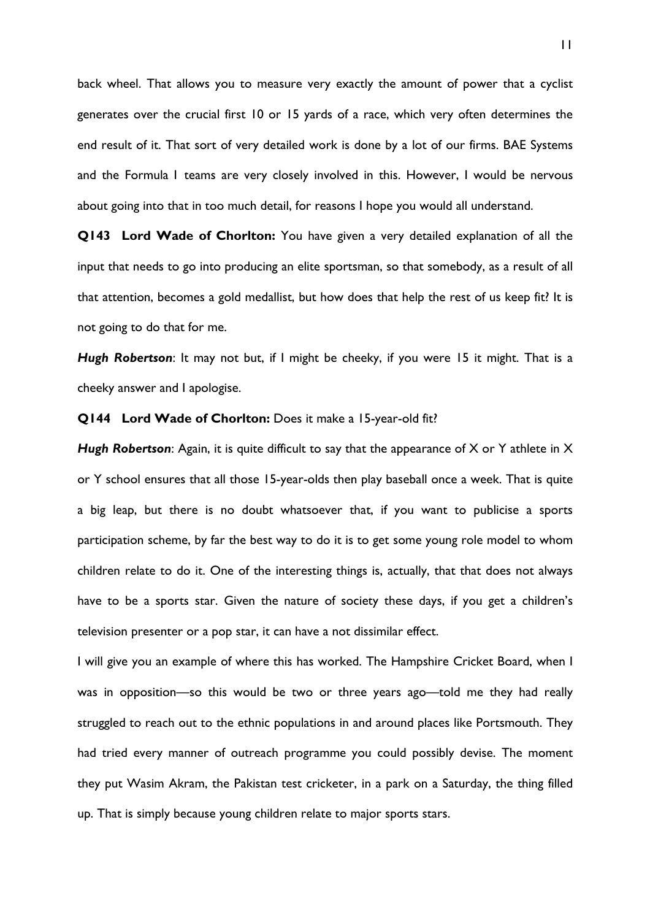back wheel. That allows you to measure very exactly the amount of power that a cyclist generates over the crucial first 10 or 15 yards of a race, which very often determines the end result of it. That sort of very detailed work is done by a lot of our firms. BAE Systems and the Formula 1 teams are very closely involved in this. However, I would be nervous about going into that in too much detail, for reasons I hope you would all understand.

**Q143 Lord Wade of Chorlton:** You have given a very detailed explanation of all the input that needs to go into producing an elite sportsman, so that somebody, as a result of all that attention, becomes a gold medallist, but how does that help the rest of us keep fit? It is not going to do that for me.

***Hugh Robertson***: It may not but, if I might be cheeky, if you were 15 it might. That is a cheeky answer and I apologise.

**Q144 Lord Wade of Chorlton:** Does it make a 15-year-old fit?

***Hugh Robertson***: Again, it is quite difficult to say that the appearance of X or Y athlete in X or Y school ensures that all those 15-year-olds then play baseball once a week. That is quite a big leap, but there is no doubt whatsoever that, if you want to publicise a sports participation scheme, by far the best way to do it is to get some young role model to whom children relate to do it. One of the interesting things is, actually, that that does not always have to be a sports star. Given the nature of society these days, if you get a children's television presenter or a pop star, it can have a not dissimilar effect.

I will give you an example of where this has worked. The Hampshire Cricket Board, when I was in opposition—so this would be two or three years ago—told me they had really struggled to reach out to the ethnic populations in and around places like Portsmouth. They had tried every manner of outreach programme you could possibly devise. The moment they put Wasim Akram, the Pakistan test cricketer, in a park on a Saturday, the thing filled up. That is simply because young children relate to major sports stars.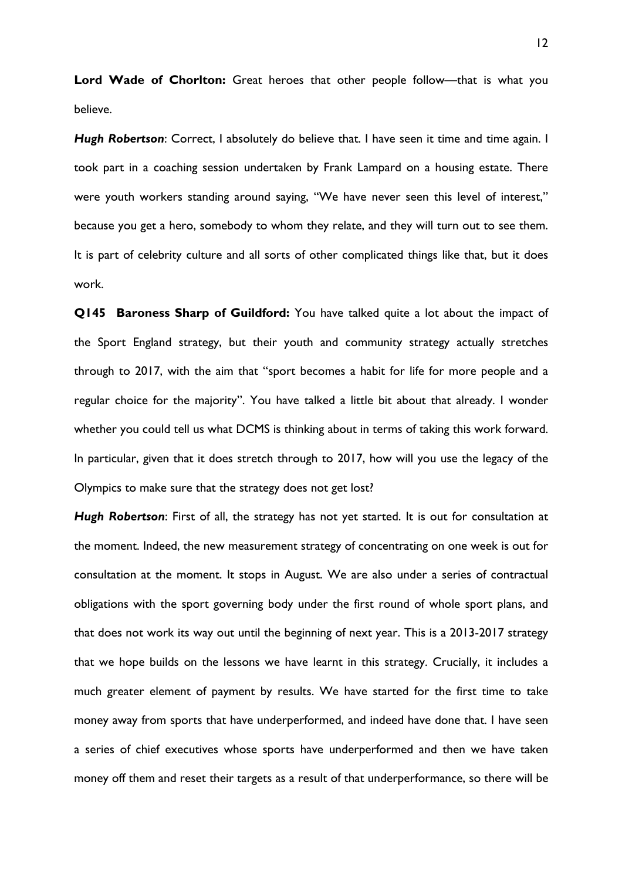**Lord Wade of Chorlton:** Great heroes that other people follow—that is what you believe.

***Hugh Robertson***: Correct, I absolutely do believe that. I have seen it time and time again. I took part in a coaching session undertaken by Frank Lampard on a housing estate. There were youth workers standing around saying, "We have never seen this level of interest," because you get a hero, somebody to whom they relate, and they will turn out to see them. It is part of celebrity culture and all sorts of other complicated things like that, but it does work.

**Q145 Baroness Sharp of Guildford:** You have talked quite a lot about the impact of the Sport England strategy, but their youth and community strategy actually stretches through to 2017, with the aim that "sport becomes a habit for life for more people and a regular choice for the majority". You have talked a little bit about that already. I wonder whether you could tell us what DCMS is thinking about in terms of taking this work forward. In particular, given that it does stretch through to 2017, how will you use the legacy of the Olympics to make sure that the strategy does not get lost?

***Hugh Robertson***: First of all, the strategy has not yet started. It is out for consultation at the moment. Indeed, the new measurement strategy of concentrating on one week is out for consultation at the moment. It stops in August. We are also under a series of contractual obligations with the sport governing body under the first round of whole sport plans, and that does not work its way out until the beginning of next year. This is a 2013-2017 strategy that we hope builds on the lessons we have learnt in this strategy. Crucially, it includes a much greater element of payment by results. We have started for the first time to take money away from sports that have underperformed, and indeed have done that. I have seen a series of chief executives whose sports have underperformed and then we have taken money off them and reset their targets as a result of that underperformance, so there will be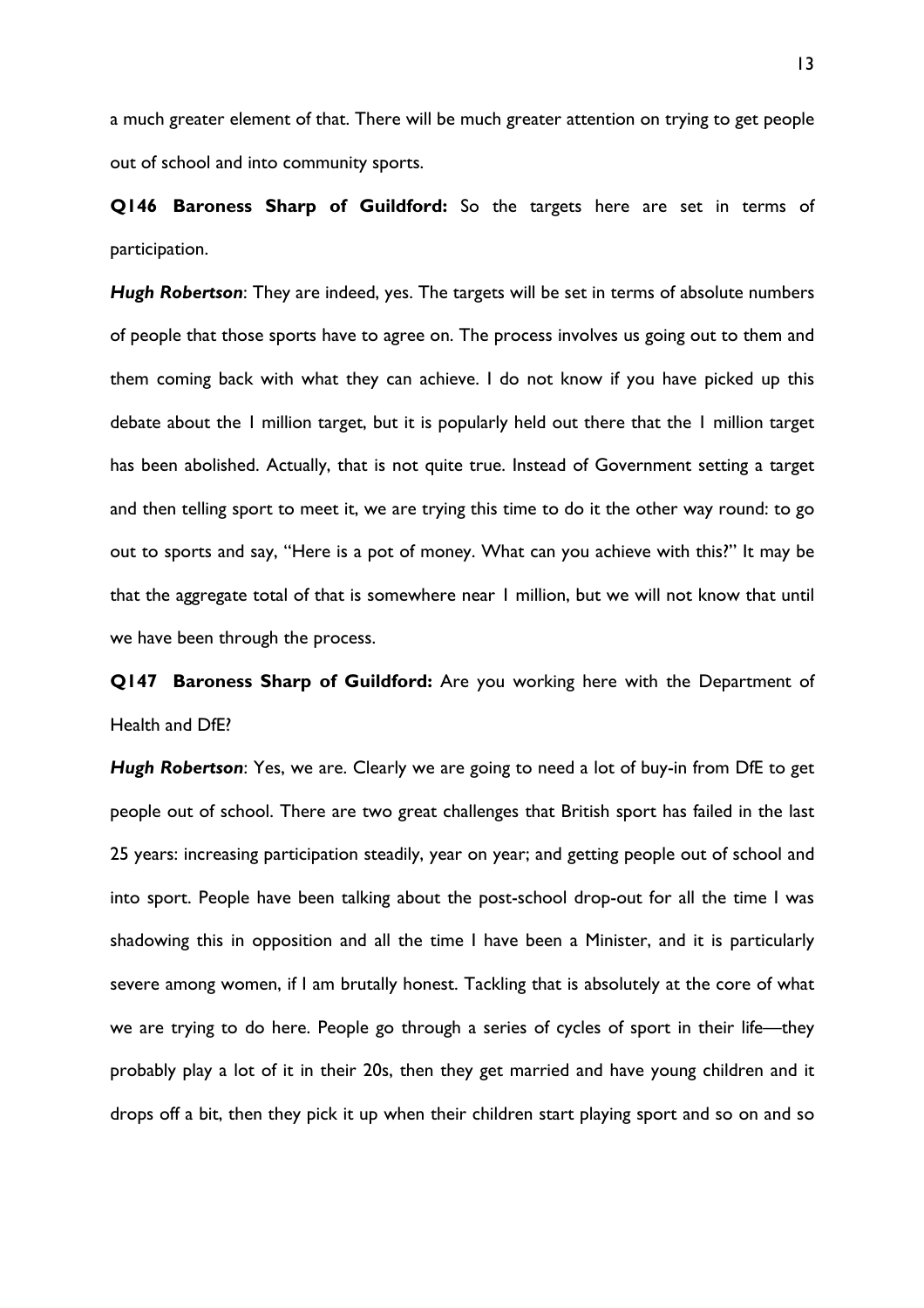a much greater element of that. There will be much greater attention on trying to get people out of school and into community sports.

**Q146 Baroness Sharp of Guildford:** So the targets here are set in terms of participation.

***Hugh Robertson***: They are indeed, yes. The targets will be set in terms of absolute numbers of people that those sports have to agree on. The process involves us going out to them and them coming back with what they can achieve. I do not know if you have picked up this debate about the 1 million target, but it is popularly held out there that the 1 million target has been abolished. Actually, that is not quite true. Instead of Government setting a target and then telling sport to meet it, we are trying this time to do it the other way round: to go out to sports and say, "Here is a pot of money. What can you achieve with this?" It may be that the aggregate total of that is somewhere near 1 million, but we will not know that until we have been through the process.

**Q147 Baroness Sharp of Guildford:** Are you working here with the Department of Health and DfE?

***Hugh Robertson***: Yes, we are. Clearly we are going to need a lot of buy-in from DfE to get people out of school. There are two great challenges that British sport has failed in the last 25 years: increasing participation steadily, year on year; and getting people out of school and into sport. People have been talking about the post-school drop-out for all the time I was shadowing this in opposition and all the time I have been a Minister, and it is particularly severe among women, if I am brutally honest. Tackling that is absolutely at the core of what we are trying to do here. People go through a series of cycles of sport in their life—they probably play a lot of it in their 20s, then they get married and have young children and it drops off a bit, then they pick it up when their children start playing sport and so on and so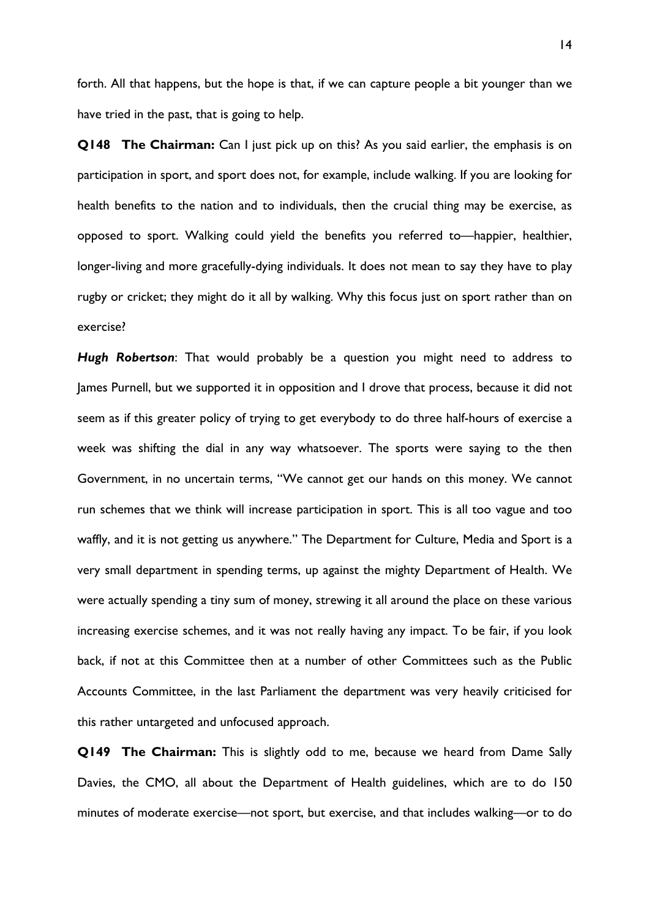forth. All that happens, but the hope is that, if we can capture people a bit younger than we have tried in the past, that is going to help.

**Q148 The Chairman:** Can I just pick up on this? As you said earlier, the emphasis is on participation in sport, and sport does not, for example, include walking. If you are looking for health benefits to the nation and to individuals, then the crucial thing may be exercise, as opposed to sport. Walking could yield the benefits you referred to—happier, healthier, longer-living and more gracefully-dying individuals. It does not mean to say they have to play rugby or cricket; they might do it all by walking. Why this focus just on sport rather than on exercise?

***Hugh Robertson***: That would probably be a question you might need to address to James Purnell, but we supported it in opposition and I drove that process, because it did not seem as if this greater policy of trying to get everybody to do three half-hours of exercise a week was shifting the dial in any way whatsoever. The sports were saying to the then Government, in no uncertain terms, "We cannot get our hands on this money. We cannot run schemes that we think will increase participation in sport. This is all too vague and too waffly, and it is not getting us anywhere." The Department for Culture, Media and Sport is a very small department in spending terms, up against the mighty Department of Health. We were actually spending a tiny sum of money, strewing it all around the place on these various increasing exercise schemes, and it was not really having any impact. To be fair, if you look back, if not at this Committee then at a number of other Committees such as the Public Accounts Committee, in the last Parliament the department was very heavily criticised for this rather untargeted and unfocused approach.

**Q149 The Chairman:** This is slightly odd to me, because we heard from Dame Sally Davies, the CMO, all about the Department of Health guidelines, which are to do 150 minutes of moderate exercise—not sport, but exercise, and that includes walking—or to do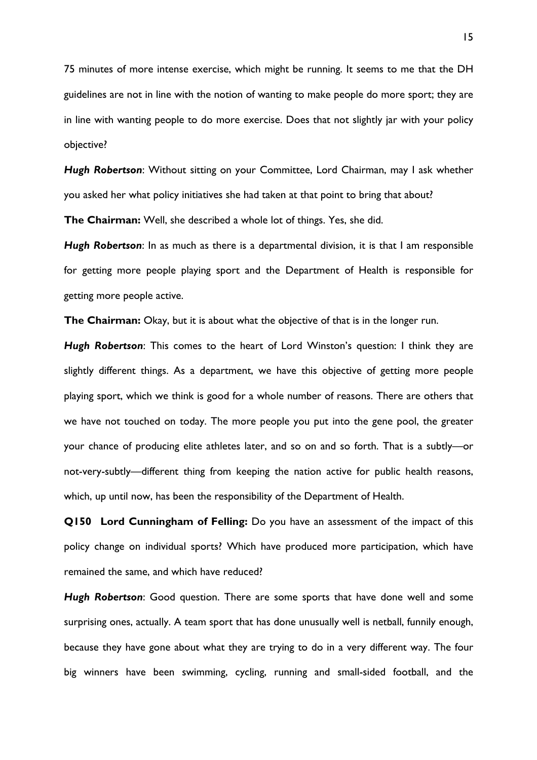75 minutes of more intense exercise, which might be running. It seems to me that the DH guidelines are not in line with the notion of wanting to make people do more sport; they are in line with wanting people to do more exercise. Does that not slightly jar with your policy objective?

***Hugh Robertson***: Without sitting on your Committee, Lord Chairman, may I ask whether you asked her what policy initiatives she had taken at that point to bring that about?

**The Chairman:** Well, she described a whole lot of things. Yes, she did.

***Hugh Robertson***: In as much as there is a departmental division, it is that I am responsible for getting more people playing sport and the Department of Health is responsible for getting more people active.

**The Chairman:** Okay, but it is about what the objective of that is in the longer run.

***Hugh Robertson***: This comes to the heart of Lord Winston's question: I think they are slightly different things. As a department, we have this objective of getting more people playing sport, which we think is good for a whole number of reasons. There are others that we have not touched on today. The more people you put into the gene pool, the greater your chance of producing elite athletes later, and so on and so forth. That is a subtly—or not-very-subtly—different thing from keeping the nation active for public health reasons, which, up until now, has been the responsibility of the Department of Health.

**Q150 Lord Cunningham of Felling:** Do you have an assessment of the impact of this policy change on individual sports? Which have produced more participation, which have remained the same, and which have reduced?

***Hugh Robertson***: Good question. There are some sports that have done well and some surprising ones, actually. A team sport that has done unusually well is netball, funnily enough, because they have gone about what they are trying to do in a very different way. The four big winners have been swimming, cycling, running and small-sided football, and the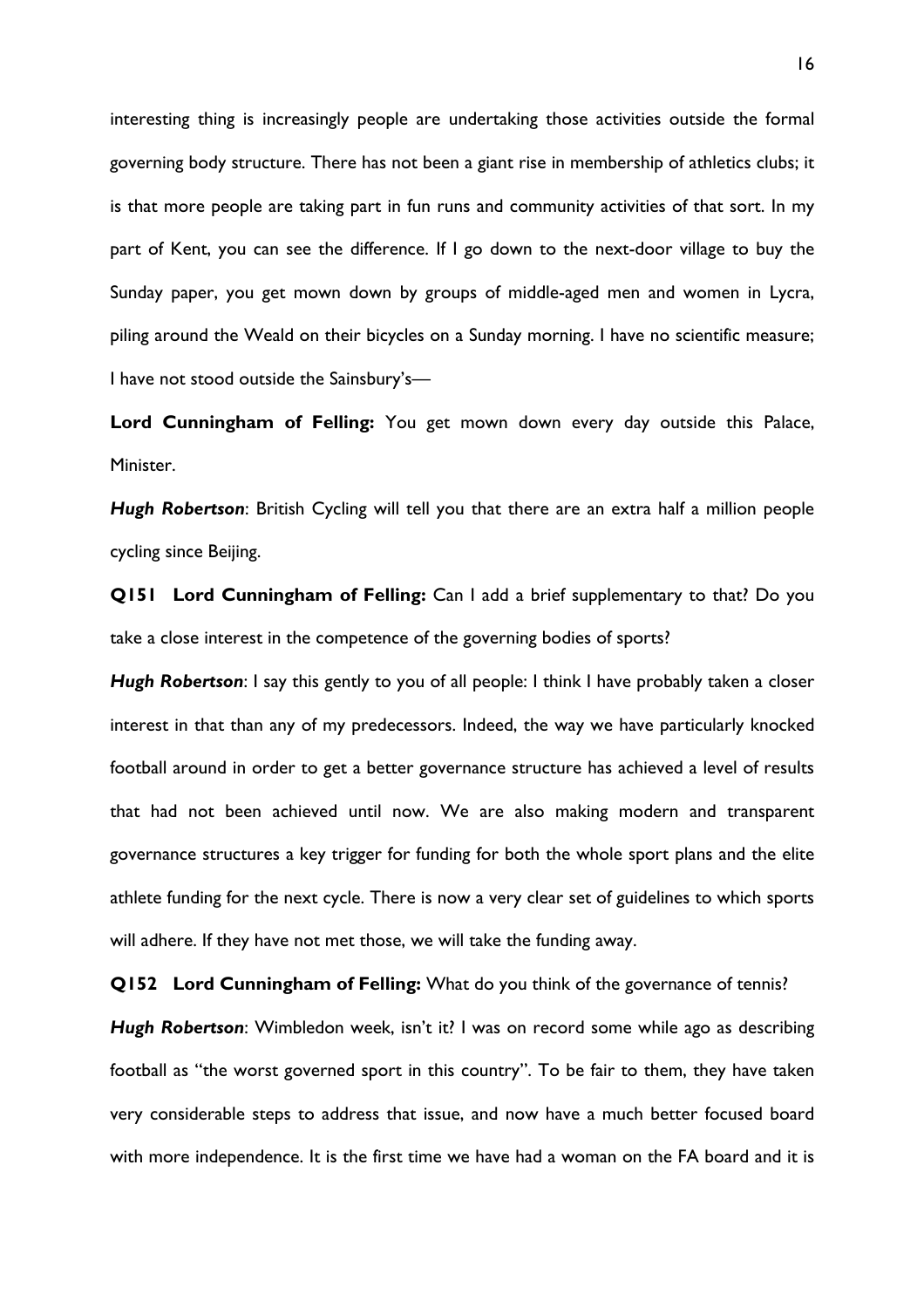interesting thing is increasingly people are undertaking those activities outside the formal governing body structure. There has not been a giant rise in membership of athletics clubs; it is that more people are taking part in fun runs and community activities of that sort. In my part of Kent, you can see the difference. If I go down to the next-door village to buy the Sunday paper, you get mown down by groups of middle-aged men and women in Lycra, piling around the Weald on their bicycles on a Sunday morning. I have no scientific measure; I have not stood outside the Sainsbury's—

**Lord Cunningham of Felling:** You get mown down every day outside this Palace, Minister.

***Hugh Robertson***: British Cycling will tell you that there are an extra half a million people cycling since Beijing.

**Q151 Lord Cunningham of Felling:** Can I add a brief supplementary to that? Do you take a close interest in the competence of the governing bodies of sports?

***Hugh Robertson***: I say this gently to you of all people: I think I have probably taken a closer interest in that than any of my predecessors. Indeed, the way we have particularly knocked football around in order to get a better governance structure has achieved a level of results that had not been achieved until now. We are also making modern and transparent governance structures a key trigger for funding for both the whole sport plans and the elite athlete funding for the next cycle. There is now a very clear set of guidelines to which sports will adhere. If they have not met those, we will take the funding away.

**Q152 Lord Cunningham of Felling:** What do you think of the governance of tennis?

***Hugh Robertson***: Wimbledon week, isn't it? I was on record some while ago as describing football as "the worst governed sport in this country". To be fair to them, they have taken very considerable steps to address that issue, and now have a much better focused board with more independence. It is the first time we have had a woman on the FA board and it is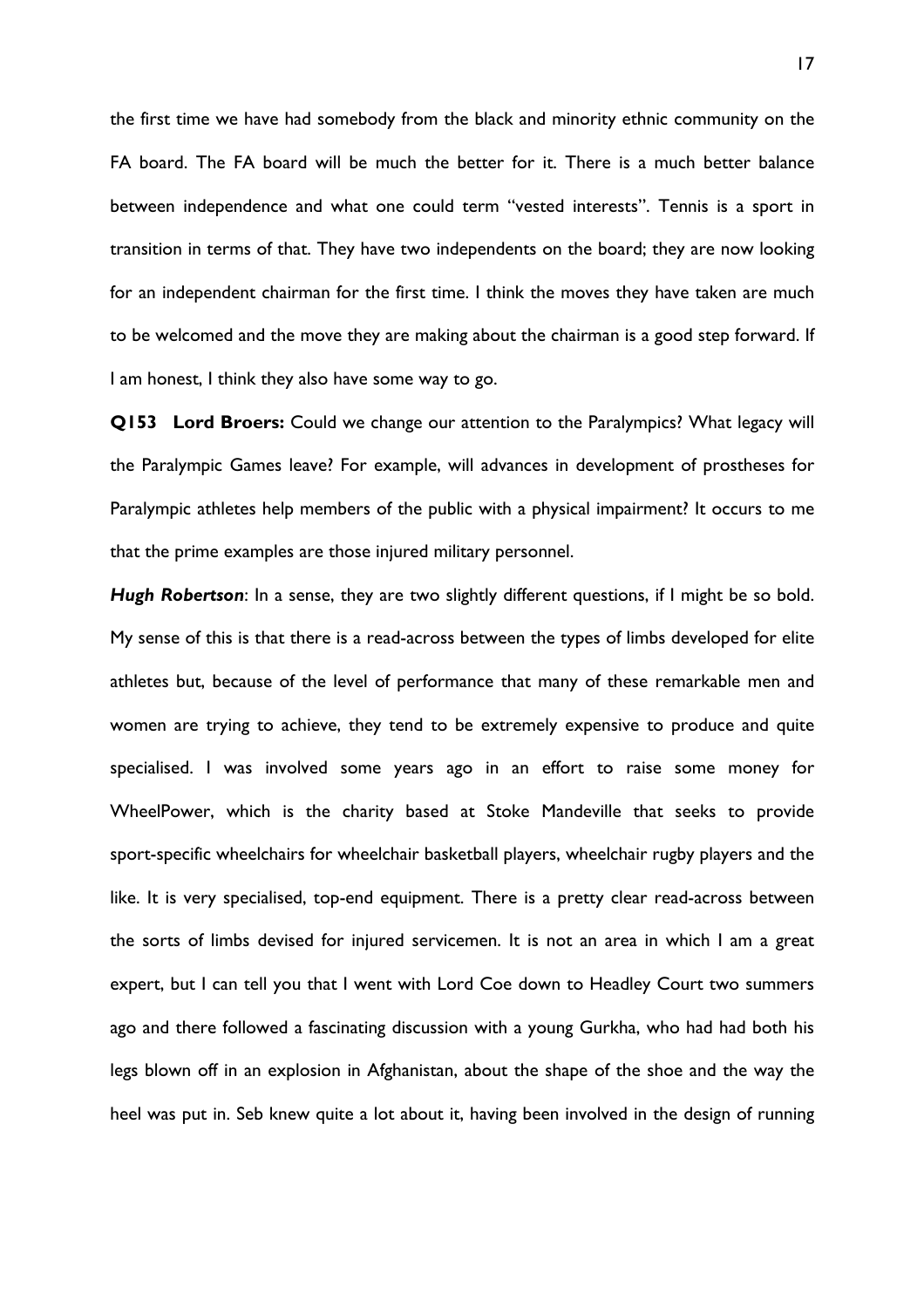the first time we have had somebody from the black and minority ethnic community on the FA board. The FA board will be much the better for it. There is a much better balance between independence and what one could term "vested interests". Tennis is a sport in transition in terms of that. They have two independents on the board; they are now looking for an independent chairman for the first time. I think the moves they have taken are much to be welcomed and the move they are making about the chairman is a good step forward. If I am honest, I think they also have some way to go.

**Q153 Lord Broers:** Could we change our attention to the Paralympics? What legacy will the Paralympic Games leave? For example, will advances in development of prostheses for Paralympic athletes help members of the public with a physical impairment? It occurs to me that the prime examples are those injured military personnel.

***Hugh Robertson***: In a sense, they are two slightly different questions, if I might be so bold. My sense of this is that there is a read-across between the types of limbs developed for elite athletes but, because of the level of performance that many of these remarkable men and women are trying to achieve, they tend to be extremely expensive to produce and quite specialised. I was involved some years ago in an effort to raise some money for WheelPower, which is the charity based at Stoke Mandeville that seeks to provide sport-specific wheelchairs for wheelchair basketball players, wheelchair rugby players and the like. It is very specialised, top-end equipment. There is a pretty clear read-across between the sorts of limbs devised for injured servicemen. It is not an area in which I am a great expert, but I can tell you that I went with Lord Coe down to Headley Court two summers ago and there followed a fascinating discussion with a young Gurkha, who had had both his legs blown off in an explosion in Afghanistan, about the shape of the shoe and the way the heel was put in. Seb knew quite a lot about it, having been involved in the design of running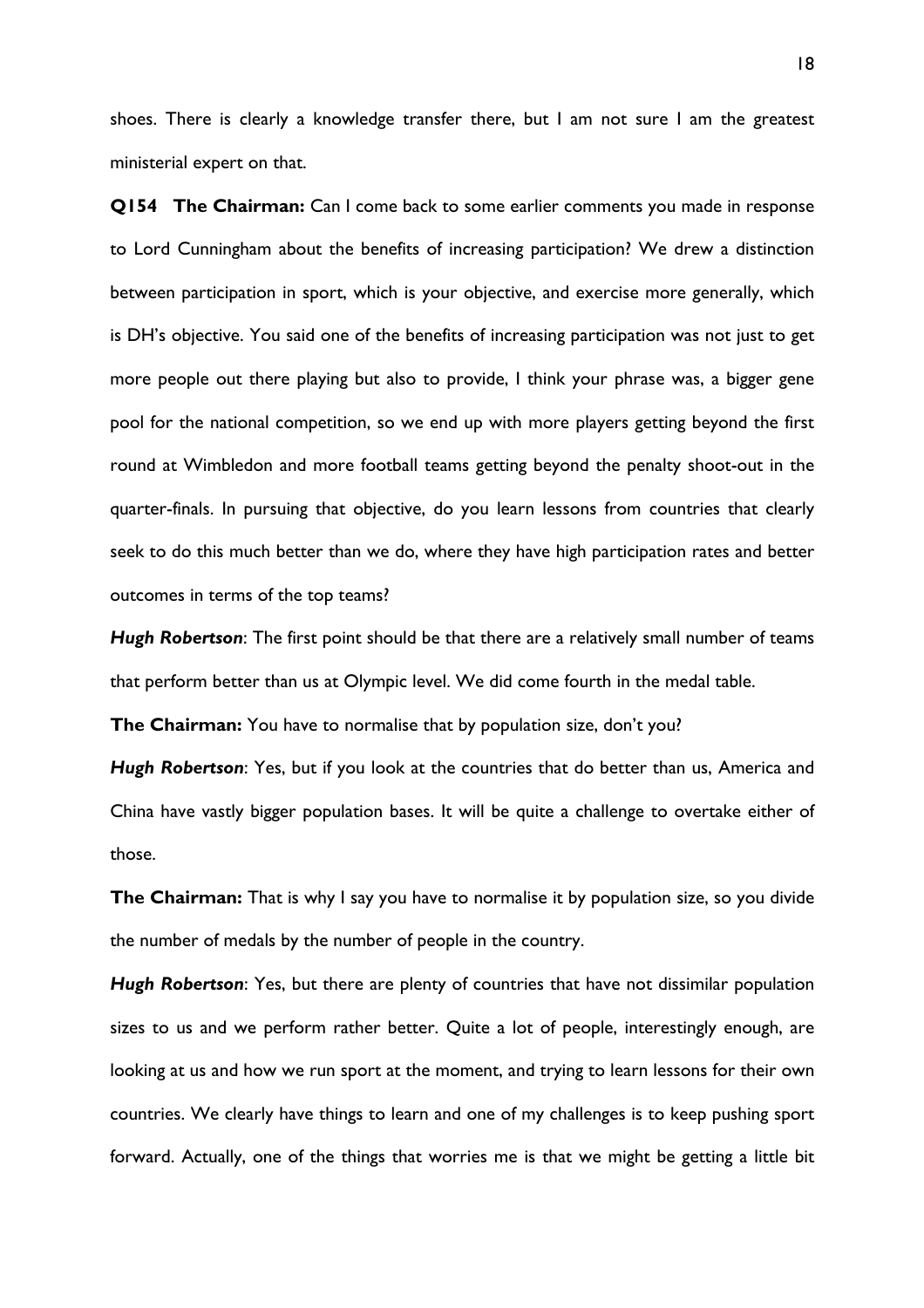shoes. There is clearly a knowledge transfer there, but I am not sure I am the greatest ministerial expert on that.

**Q154 The Chairman:** Can I come back to some earlier comments you made in response to Lord Cunningham about the benefits of increasing participation? We drew a distinction between participation in sport, which is your objective, and exercise more generally, which is DH's objective. You said one of the benefits of increasing participation was not just to get more people out there playing but also to provide, I think your phrase was, a bigger gene pool for the national competition, so we end up with more players getting beyond the first round at Wimbledon and more football teams getting beyond the penalty shoot-out in the quarter-finals. In pursuing that objective, do you learn lessons from countries that clearly seek to do this much better than we do, where they have high participation rates and better outcomes in terms of the top teams?

***Hugh Robertson***: The first point should be that there are a relatively small number of teams that perform better than us at Olympic level. We did come fourth in the medal table.

**The Chairman:** You have to normalise that by population size, don't you?

***Hugh Robertson***: Yes, but if you look at the countries that do better than us, America and China have vastly bigger population bases. It will be quite a challenge to overtake either of those.

**The Chairman:** That is why I say you have to normalise it by population size, so you divide the number of medals by the number of people in the country.

***Hugh Robertson***: Yes, but there are plenty of countries that have not dissimilar population sizes to us and we perform rather better. Quite a lot of people, interestingly enough, are looking at us and how we run sport at the moment, and trying to learn lessons for their own countries. We clearly have things to learn and one of my challenges is to keep pushing sport forward. Actually, one of the things that worries me is that we might be getting a little bit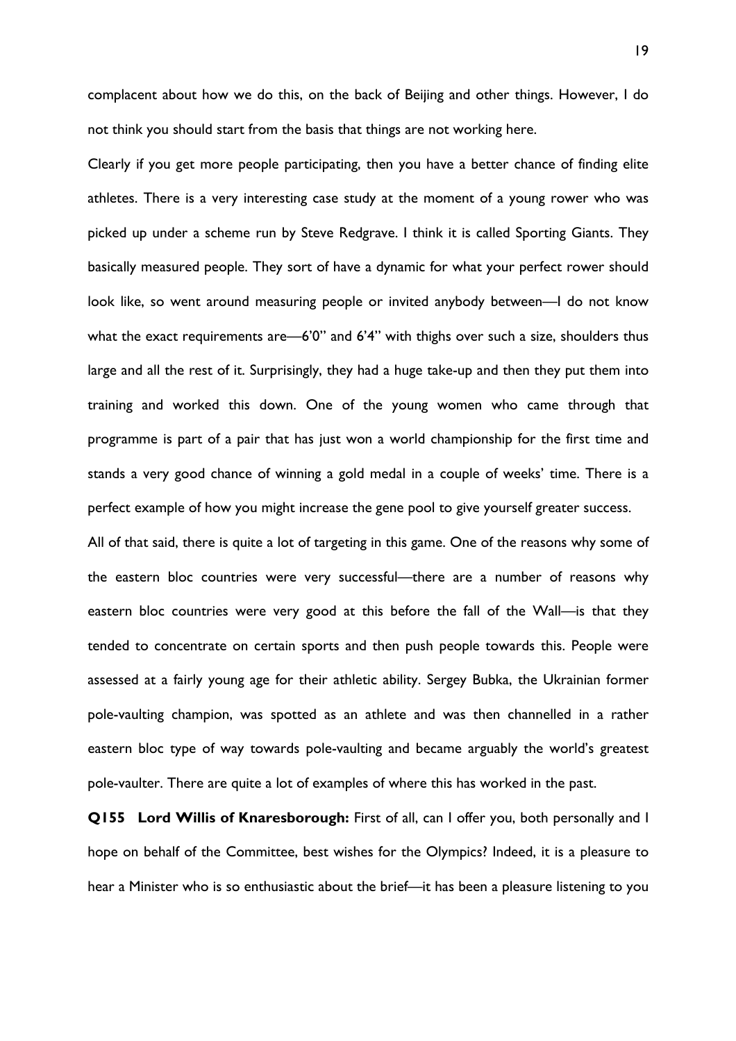complacent about how we do this, on the back of Beijing and other things. However, I do not think you should start from the basis that things are not working here.

Clearly if you get more people participating, then you have a better chance of finding elite athletes. There is a very interesting case study at the moment of a young rower who was picked up under a scheme run by Steve Redgrave. I think it is called Sporting Giants. They basically measured people. They sort of have a dynamic for what your perfect rower should look like, so went around measuring people or invited anybody between—I do not know what the exact requirements are—6'0" and 6'4" with thighs over such a size, shoulders thus large and all the rest of it. Surprisingly, they had a huge take-up and then they put them into training and worked this down. One of the young women who came through that programme is part of a pair that has just won a world championship for the first time and stands a very good chance of winning a gold medal in a couple of weeks' time. There is a perfect example of how you might increase the gene pool to give yourself greater success.

All of that said, there is quite a lot of targeting in this game. One of the reasons why some of the eastern bloc countries were very successful—there are a number of reasons why eastern bloc countries were very good at this before the fall of the Wall—is that they tended to concentrate on certain sports and then push people towards this. People were assessed at a fairly young age for their athletic ability. Sergey Bubka, the Ukrainian former pole-vaulting champion, was spotted as an athlete and was then channelled in a rather eastern bloc type of way towards pole-vaulting and became arguably the world's greatest pole-vaulter. There are quite a lot of examples of where this has worked in the past.

**Q155 Lord Willis of Knaresborough:** First of all, can I offer you, both personally and I hope on behalf of the Committee, best wishes for the Olympics? Indeed, it is a pleasure to hear a Minister who is so enthusiastic about the brief—it has been a pleasure listening to you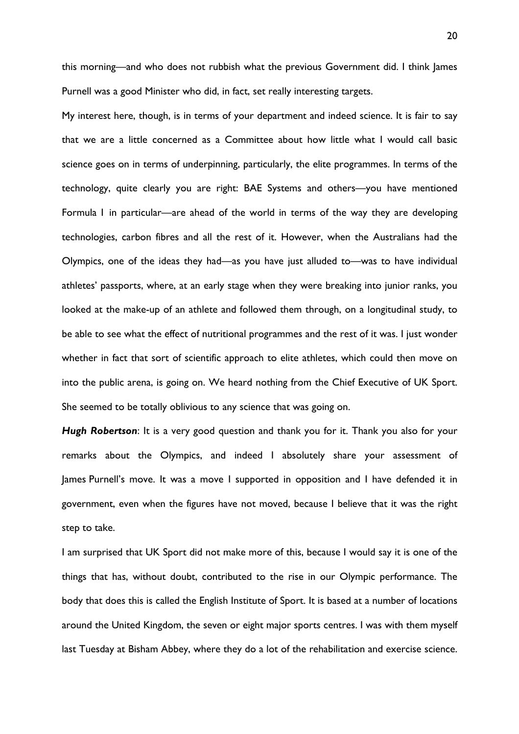this morning—and who does not rubbish what the previous Government did. I think James Purnell was a good Minister who did, in fact, set really interesting targets.

My interest here, though, is in terms of your department and indeed science. It is fair to say that we are a little concerned as a Committee about how little what I would call basic science goes on in terms of underpinning, particularly, the elite programmes. In terms of the technology, quite clearly you are right: BAE Systems and others—you have mentioned Formula 1 in particular—are ahead of the world in terms of the way they are developing technologies, carbon fibres and all the rest of it. However, when the Australians had the Olympics, one of the ideas they had—as you have just alluded to—was to have individual athletes' passports, where, at an early stage when they were breaking into junior ranks, you looked at the make-up of an athlete and followed them through, on a longitudinal study, to be able to see what the effect of nutritional programmes and the rest of it was. I just wonder whether in fact that sort of scientific approach to elite athletes, which could then move on into the public arena, is going on. We heard nothing from the Chief Executive of UK Sport. She seemed to be totally oblivious to any science that was going on.

***Hugh Robertson***: It is a very good question and thank you for it. Thank you also for your remarks about the Olympics, and indeed I absolutely share your assessment of James Purnell's move. It was a move I supported in opposition and I have defended it in government, even when the figures have not moved, because I believe that it was the right step to take.

I am surprised that UK Sport did not make more of this, because I would say it is one of the things that has, without doubt, contributed to the rise in our Olympic performance. The body that does this is called the English Institute of Sport. It is based at a number of locations around the United Kingdom, the seven or eight major sports centres. I was with them myself last Tuesday at Bisham Abbey, where they do a lot of the rehabilitation and exercise science.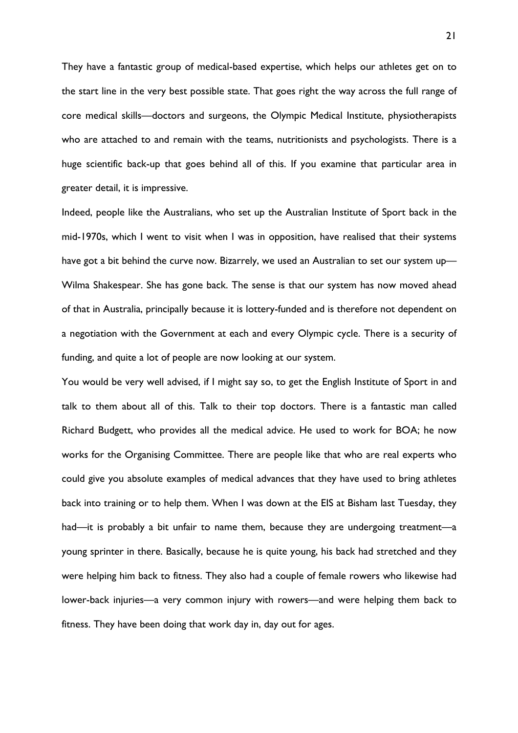They have a fantastic group of medical-based expertise, which helps our athletes get on to the start line in the very best possible state. That goes right the way across the full range of core medical skills—doctors and surgeons, the Olympic Medical Institute, physiotherapists who are attached to and remain with the teams, nutritionists and psychologists. There is a huge scientific back-up that goes behind all of this. If you examine that particular area in greater detail, it is impressive.

Indeed, people like the Australians, who set up the Australian Institute of Sport back in the mid-1970s, which I went to visit when I was in opposition, have realised that their systems have got a bit behind the curve now. Bizarrely, we used an Australian to set our system up—Wilma Shakespear. She has gone back. The sense is that our system has now moved ahead of that in Australia, principally because it is lottery-funded and is therefore not dependent on a negotiation with the Government at each and every Olympic cycle. There is a security of funding, and quite a lot of people are now looking at our system.

You would be very well advised, if I might say so, to get the English Institute of Sport in and talk to them about all of this. Talk to their top doctors. There is a fantastic man called Richard Budgett, who provides all the medical advice. He used to work for BOA; he now works for the Organising Committee. There are people like that who are real experts who could give you absolute examples of medical advances that they have used to bring athletes back into training or to help them. When I was down at the EIS at Bisham last Tuesday, they had—it is probably a bit unfair to name them, because they are undergoing treatment—a young sprinter in there. Basically, because he is quite young, his back had stretched and they were helping him back to fitness. They also had a couple of female rowers who likewise had lower-back injuries—a very common injury with rowers—and were helping them back to fitness. They have been doing that work day in, day out for ages.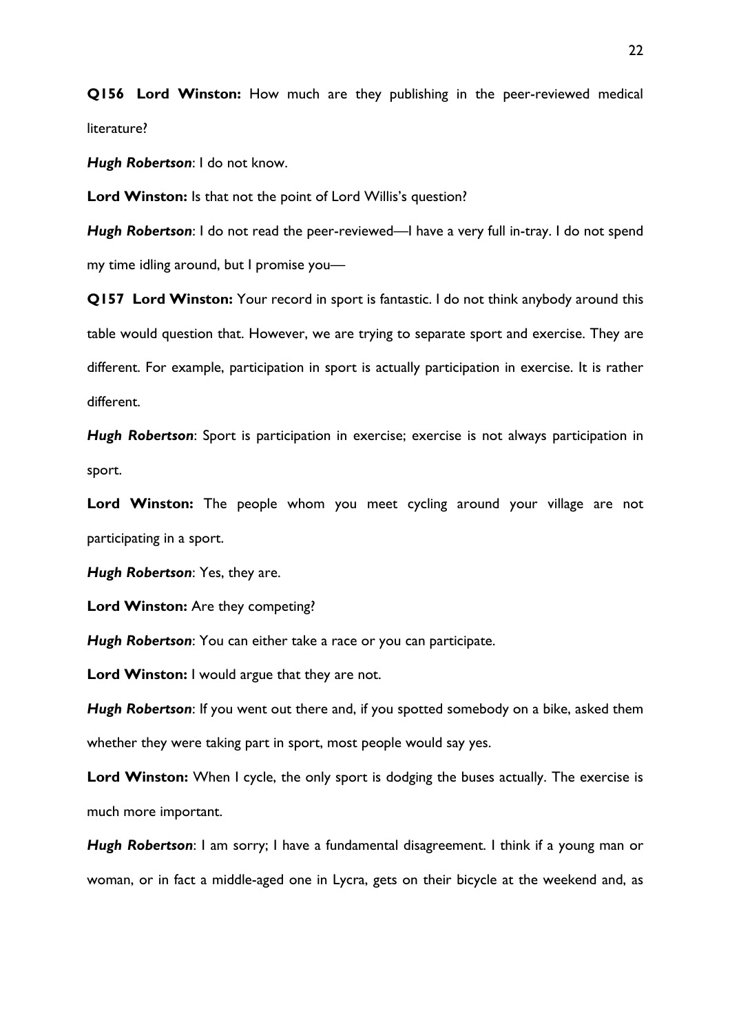**Q156 Lord Winston:** How much are they publishing in the peer-reviewed medical literature?

***Hugh Robertson***: I do not know.

**Lord Winston:** Is that not the point of Lord Willis's question?

***Hugh Robertson***: I do not read the peer-reviewed—I have a very full in-tray. I do not spend my time idling around, but I promise you—

**Q157 Lord Winston:** Your record in sport is fantastic. I do not think anybody around this table would question that. However, we are trying to separate sport and exercise. They are different. For example, participation in sport is actually participation in exercise. It is rather different.

***Hugh Robertson***: Sport is participation in exercise; exercise is not always participation in sport.

**Lord Winston:** The people whom you meet cycling around your village are not participating in a sport.

***Hugh Robertson***: Yes, they are.

**Lord Winston:** Are they competing?

***Hugh Robertson***: You can either take a race or you can participate.

**Lord Winston:** I would argue that they are not.

***Hugh Robertson***: If you went out there and, if you spotted somebody on a bike, asked them whether they were taking part in sport, most people would say yes.

**Lord Winston:** When I cycle, the only sport is dodging the buses actually. The exercise is much more important.

***Hugh Robertson***: I am sorry; I have a fundamental disagreement. I think if a young man or woman, or in fact a middle-aged one in Lycra, gets on their bicycle at the weekend and, as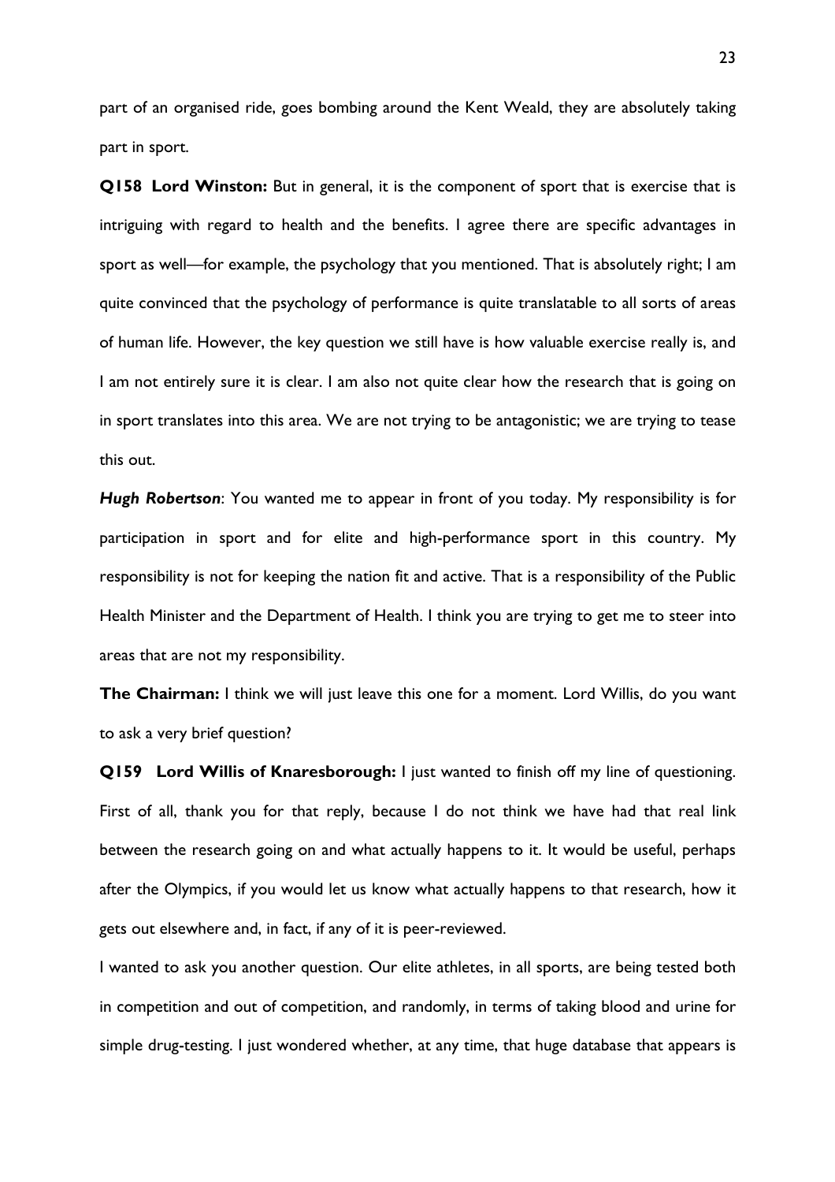part of an organised ride, goes bombing around the Kent Weald, they are absolutely taking part in sport.

**Q158 Lord Winston:** But in general, it is the component of sport that is exercise that is intriguing with regard to health and the benefits. I agree there are specific advantages in sport as well—for example, the psychology that you mentioned. That is absolutely right; I am quite convinced that the psychology of performance is quite translatable to all sorts of areas of human life. However, the key question we still have is how valuable exercise really is, and I am not entirely sure it is clear. I am also not quite clear how the research that is going on in sport translates into this area. We are not trying to be antagonistic; we are trying to tease this out.

***Hugh Robertson***: You wanted me to appear in front of you today. My responsibility is for participation in sport and for elite and high-performance sport in this country. My responsibility is not for keeping the nation fit and active. That is a responsibility of the Public Health Minister and the Department of Health. I think you are trying to get me to steer into areas that are not my responsibility.

**The Chairman:** I think we will just leave this one for a moment. Lord Willis, do you want to ask a very brief question?

**Q159 Lord Willis of Knaresborough:** I just wanted to finish off my line of questioning. First of all, thank you for that reply, because I do not think we have had that real link between the research going on and what actually happens to it. It would be useful, perhaps after the Olympics, if you would let us know what actually happens to that research, how it gets out elsewhere and, in fact, if any of it is peer-reviewed.

I wanted to ask you another question. Our elite athletes, in all sports, are being tested both in competition and out of competition, and randomly, in terms of taking blood and urine for simple drug-testing. I just wondered whether, at any time, that huge database that appears is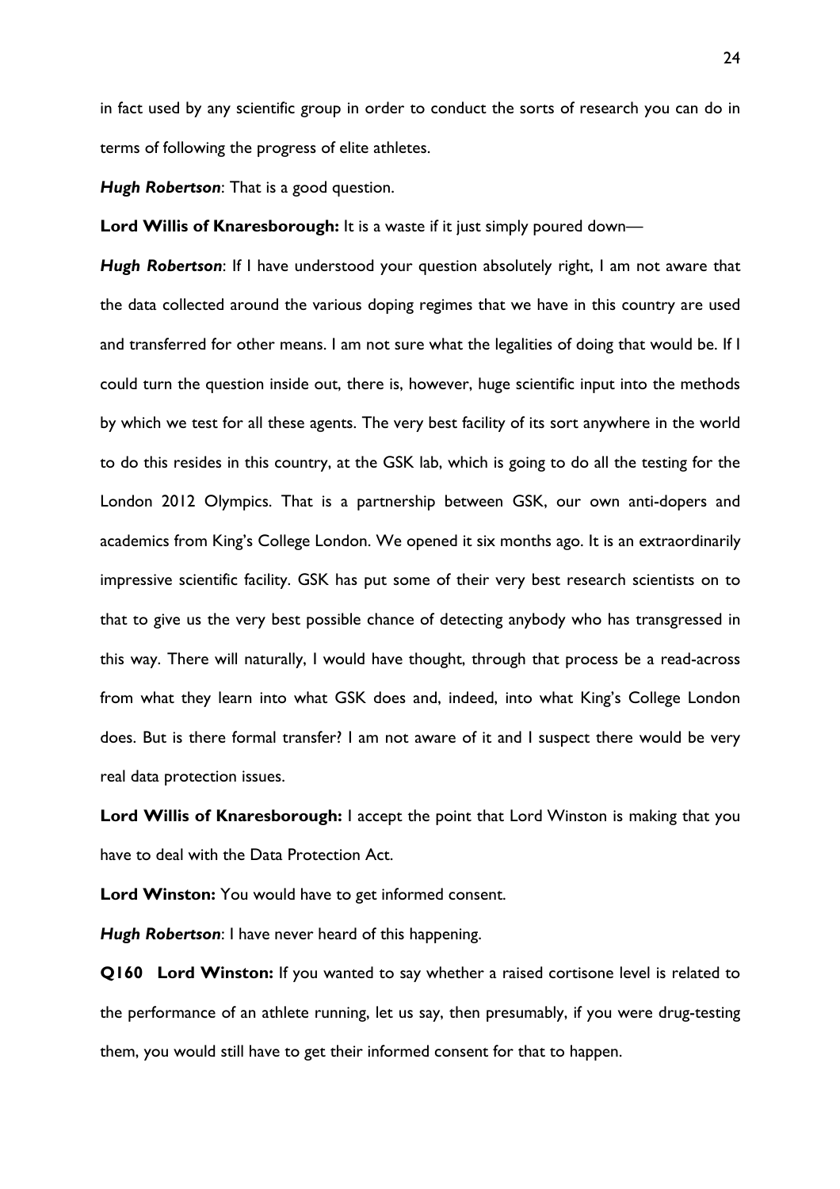in fact used by any scientific group in order to conduct the sorts of research you can do in terms of following the progress of elite athletes.

***Hugh Robertson***: That is a good question.

**Lord Willis of Knaresborough:** It is a waste if it just simply poured down—

***Hugh Robertson***: If I have understood your question absolutely right, I am not aware that the data collected around the various doping regimes that we have in this country are used and transferred for other means. I am not sure what the legalities of doing that would be. If I could turn the question inside out, there is, however, huge scientific input into the methods by which we test for all these agents. The very best facility of its sort anywhere in the world to do this resides in this country, at the GSK lab, which is going to do all the testing for the London 2012 Olympics. That is a partnership between GSK, our own anti-dopers and academics from King's College London. We opened it six months ago. It is an extraordinarily impressive scientific facility. GSK has put some of their very best research scientists on to that to give us the very best possible chance of detecting anybody who has transgressed in this way. There will naturally, I would have thought, through that process be a read-across from what they learn into what GSK does and, indeed, into what King's College London does. But is there formal transfer? I am not aware of it and I suspect there would be very real data protection issues.

**Lord Willis of Knaresborough:** I accept the point that Lord Winston is making that you have to deal with the Data Protection Act.

**Lord Winston:** You would have to get informed consent.

***Hugh Robertson***: I have never heard of this happening.

**Q160 Lord Winston:** If you wanted to say whether a raised cortisone level is related to the performance of an athlete running, let us say, then presumably, if you were drug-testing them, you would still have to get their informed consent for that to happen.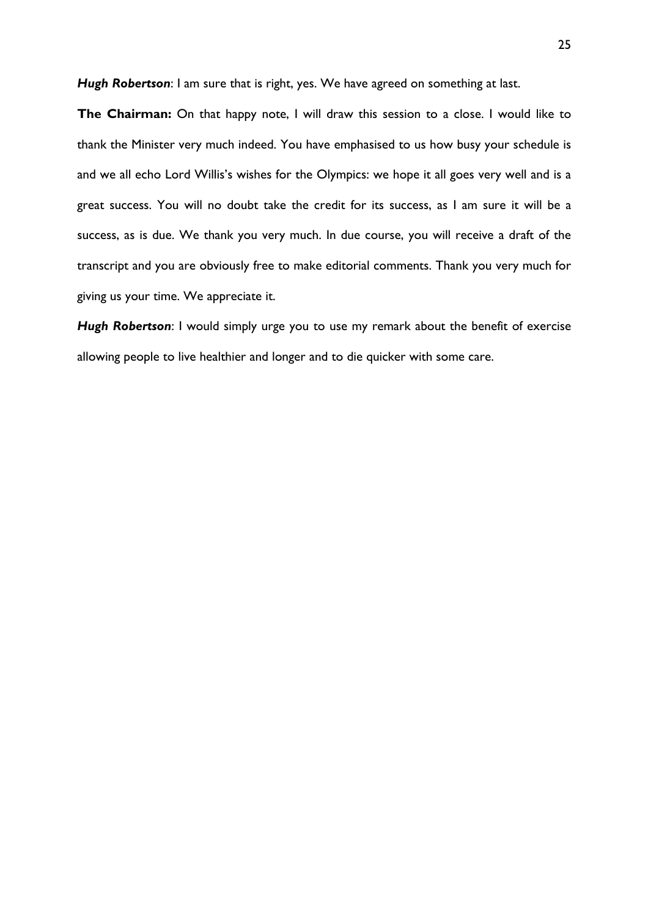***Hugh Robertson***: I am sure that is right, yes. We have agreed on something at last.

**The Chairman:** On that happy note, I will draw this session to a close. I would like to thank the Minister very much indeed. You have emphasised to us how busy your schedule is and we all echo Lord Willis's wishes for the Olympics: we hope it all goes very well and is a great success. You will no doubt take the credit for its success, as I am sure it will be a success, as is due. We thank you very much. In due course, you will receive a draft of the transcript and you are obviously free to make editorial comments. Thank you very much for giving us your time. We appreciate it.

***Hugh Robertson***: I would simply urge you to use my remark about the benefit of exercise allowing people to live healthier and longer and to die quicker with some care.